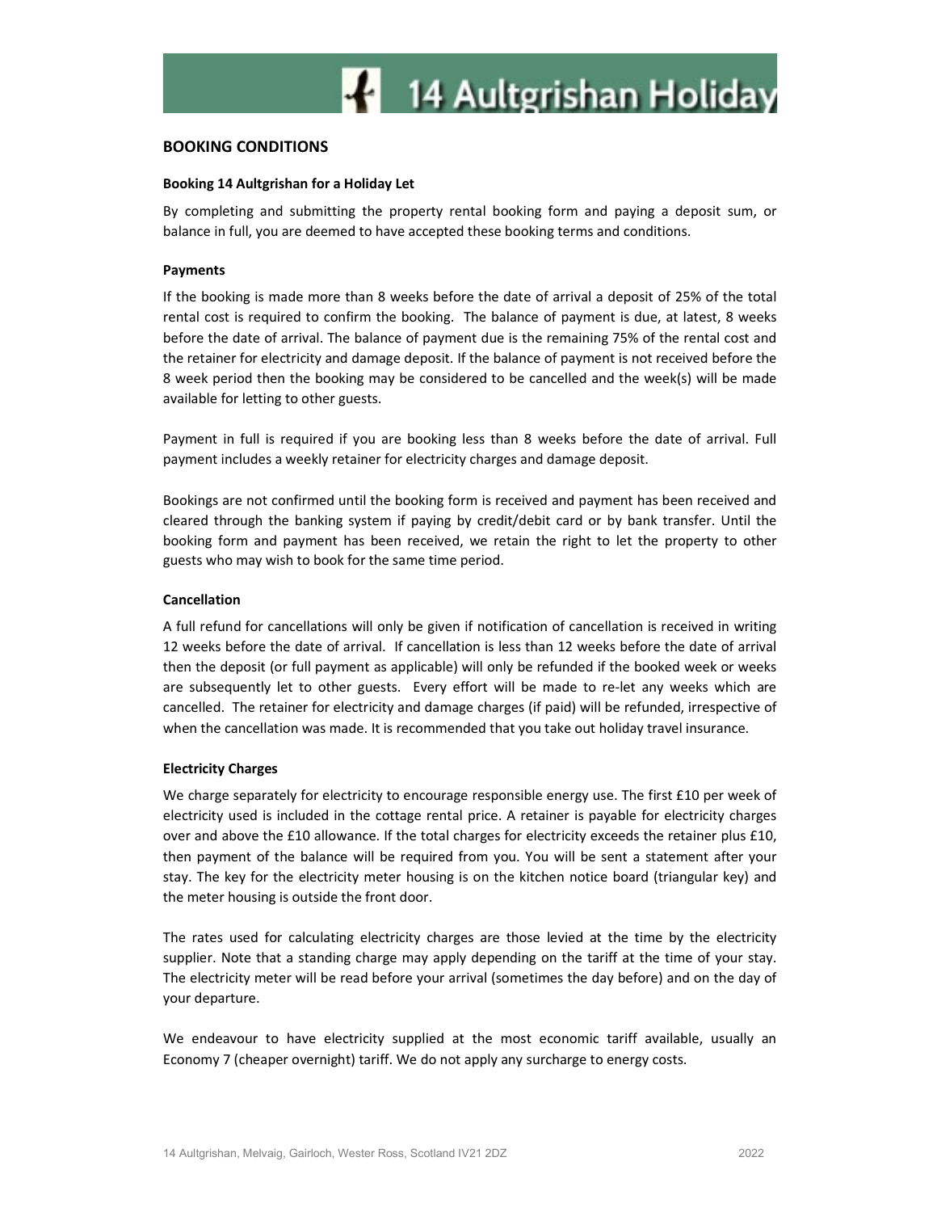# 14 Aultgrishan Holiday

## BOOKING CONDITIONS

### Booking 14 Aultgrishan for a Holiday Let

By completing and submitting the property rental booking form and paying a deposit sum, or balance in full, you are deemed to have accepted these booking terms and conditions.

### Payments

If the booking is made more than 8 weeks before the date of arrival a deposit of 25% of the total rental cost is required to confirm the booking. The balance of payment is due, at latest, 8 weeks before the date of arrival. The balance of payment due is the remaining 75% of the rental cost and the retainer for electricity and damage deposit. If the balance of payment is not received before the 8 week period then the booking may be considered to be cancelled and the week(s) will be made available for letting to other guests.

Payment in full is required if you are booking less than 8 weeks before the date of arrival. Full payment includes a weekly retainer for electricity charges and damage deposit.

Bookings are not confirmed until the booking form is received and payment has been received and cleared through the banking system if paying by credit/debit card or by bank transfer. Until the booking form and payment has been received, we retain the right to let the property to other guests who may wish to book for the same time period.

### Cancellation

A full refund for cancellations will only be given if notification of cancellation is received in writing 12 weeks before the date of arrival. If cancellation is less than 12 weeks before the date of arrival then the deposit (or full payment as applicable) will only be refunded if the booked week or weeks are subsequently let to other guests. Every effort will be made to re-let any weeks which are cancelled. The retainer for electricity and damage charges (if paid) will be refunded, irrespective of when the cancellation was made. It is recommended that you take out holiday travel insurance.

### Electricity Charges

We charge separately for electricity to encourage responsible energy use. The first £10 per week of electricity used is included in the cottage rental price. A retainer is payable for electricity charges over and above the £10 allowance. If the total charges for electricity exceeds the retainer plus £10, then payment of the balance will be required from you. You will be sent a statement after your stay. The key for the electricity meter housing is on the kitchen notice board (triangular key) and the meter housing is outside the front door.

The rates used for calculating electricity charges are those levied at the time by the electricity supplier. Note that a standing charge may apply depending on the tariff at the time of your stay. The electricity meter will be read before your arrival (sometimes the day before) and on the day of your departure.

We endeavour to have electricity supplied at the most economic tariff available, usually an Economy 7 (cheaper overnight) tariff. We do not apply any surcharge to energy costs.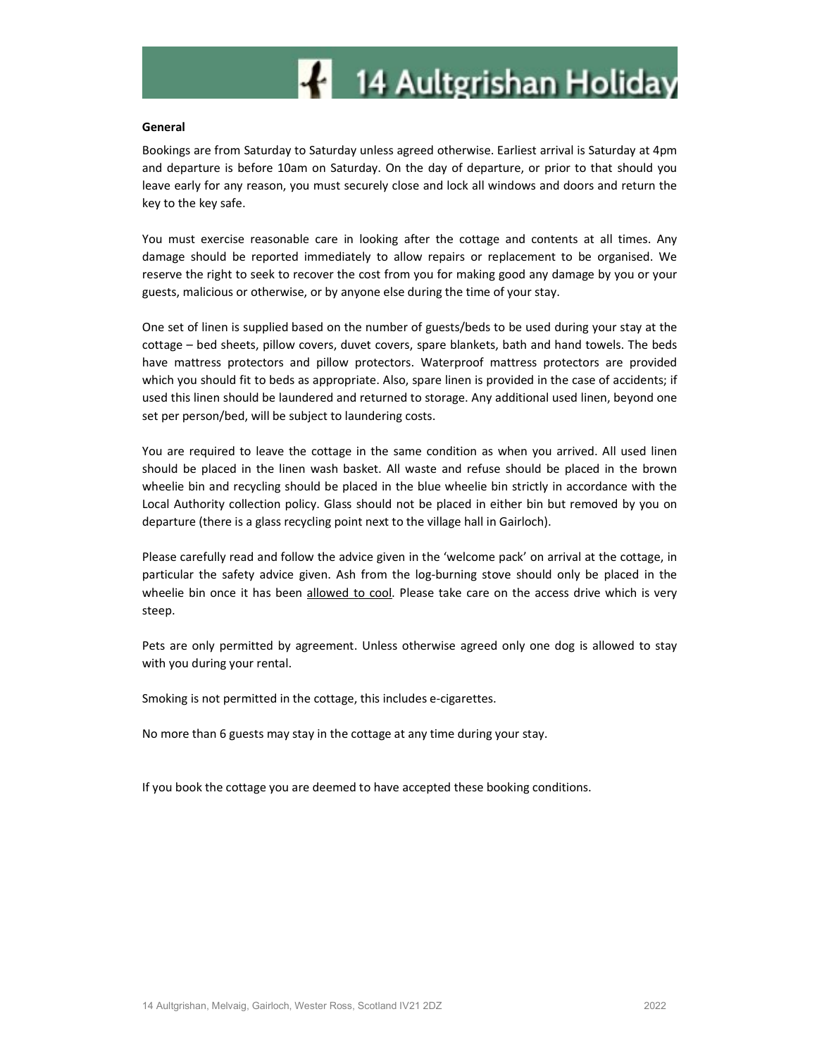**General**

Bookings are from Saturday to Saturday unless agreed otherwise. Earliest arrival is Saturday at 4pm and departure is before 10am on Saturday. On the day of departure, or prior to that should you leave early for any reason, you must securely close and lock all windows and doors and return the key to the key safe.

You must exercise reasonable care in looking after the cottage and contents at all times. Any damage should be reported immediately to allow repairs or replacement to be organised. We reserve the right to seek to recover the cost from you for making good any damage by you or your guests, malicious or otherwise, or by anyone else during the time of your stay.

One set of linen is supplied based on the number of guests/beds to be used during your stay at the cottage – bed sheets, pillow covers, duvet covers, spare blankets, bath and hand towels. The beds have mattress protectors and pillow protectors. Waterproof mattress protectors are provided which you should fit to beds as appropriate. Also, spare linen is provided in the case of accidents; if used this linen should be laundered and returned to storage. Any additional used linen, beyond one set per person/bed, will be subject to laundering costs.

You are required to leave the cottage in the same condition as when you arrived. All used linen should be placed in the linen wash basket. All waste and refuse should be placed in the brown wheelie bin and recycling should be placed in the blue wheelie bin strictly in accordance with the Local Authority collection policy. Glass should not be placed in either bin but removed by you on departure (there is a glass recycling point next to the village hall in Gairloch).

Please carefully read and follow the advice given in the 'welcome pack' on arrival at the cottage, in particular the safety advice given. Ash from the log-burning stove should only be placed in the wheelie bin once it has been <u>allowed to cool</u>. Please take care on the access drive which is very steep.

Pets are only permitted by agreement. Unless otherwise agreed only one dog is allowed to stay with you during your rental.

Smoking is not permitted in the cottage, this includes e-cigarettes.

No more than 6 guests may stay in the cottage at any time during your stay.

If you book the cottage you are deemed to have accepted these booking conditions.